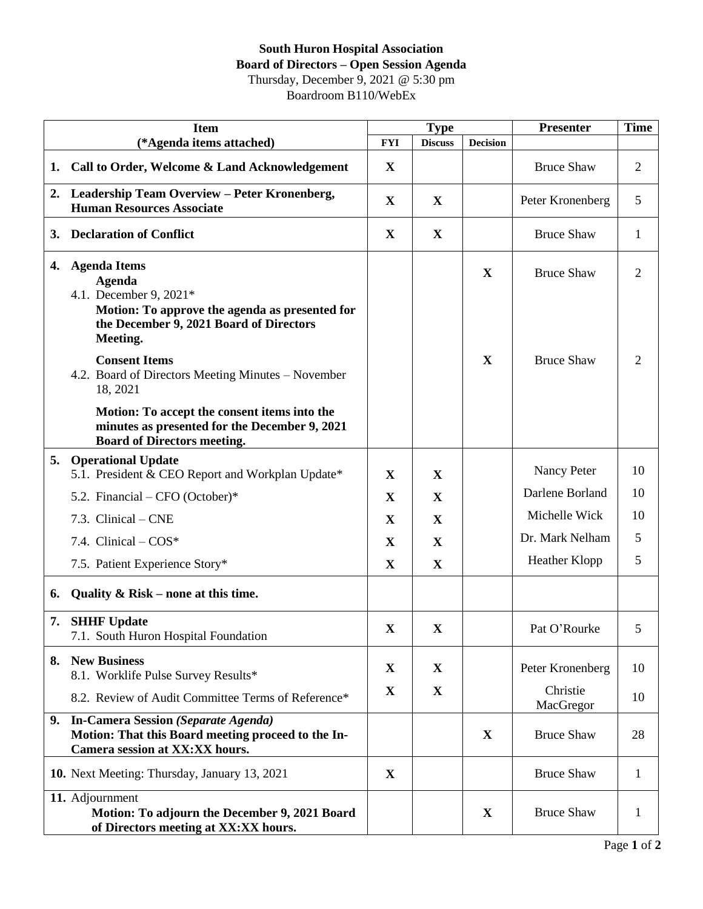**South Huron Hospital Association**
**Board of Directors – Open Session Agenda**
Thursday, December 9, 2021 @ 5:30 pm
Boardroom B110/WebEx

| Item (*Agenda items attached) | Type | | | Presenter | Time |
|---|---|---|---|---|---|
| | FYI | Discuss | Decision | | |
| **1. Call to Order, Welcome & Land Acknowledgement** | X | | | Bruce Shaw | 2 |
| **2. Leadership Team Overview – Peter Kronenberg, Human Resources Associate** | X | X | | Peter Kronenberg | 5 |
| **3. Declaration of Conflict** | X | X | | Bruce Shaw | 1 |
| **4. Agenda Items**<br>**Agenda**<br>4.1. December 9, 2021*<br>**Motion: To approve the agenda as presented for the December 9, 2021 Board of Directors Meeting.** | | | X | Bruce Shaw | 2 |
| **Consent Items**<br>4.2. Board of Directors Meeting Minutes – November 18, 2021<br>**Motion: To accept the consent items into the minutes as presented for the December 9, 2021 Board of Directors meeting.** | | | X | Bruce Shaw | 2 |
| **5. Operational Update**<br>5.1. President & CEO Report and Workplan Update* | X | X | | Nancy Peter | 10 |
| 5.2. Financial – CFO (October)* | X | X | | Darlene Borland | 10 |
| 7.3. Clinical – CNE | X | X | | Michelle Wick | 10 |
| 7.4. Clinical – COS* | X | X | | Dr. Mark Nelham | 5 |
| 7.5. Patient Experience Story* | X | X | | Heather Klopp | 5 |
| **6. Quality & Risk – none at this time.** | | | | | |
| **7. SHHF Update**<br>7.1. South Huron Hospital Foundation | X | X | | Pat O'Rourke | 5 |
| **8. New Business**<br>8.1. Worklife Pulse Survey Results* | X | X | | Peter Kronenberg | 10 |
| 8.2. Review of Audit Committee Terms of Reference* | X | X | | Christie MacGregor | 10 |
| **9. In-Camera Session *(Separate Agenda)***<br>**Motion: That this Board meeting proceed to the In-Camera session at XX:XX hours.** | | | X | Bruce Shaw | 28 |
| **10.** Next Meeting: Thursday, January 13, 2021 | X | | | Bruce Shaw | 1 |
| **11.** Adjournment<br>**Motion: To adjourn the December 9, 2021 Board of Directors meeting at XX:XX hours.** | | | X | Bruce Shaw | 1 |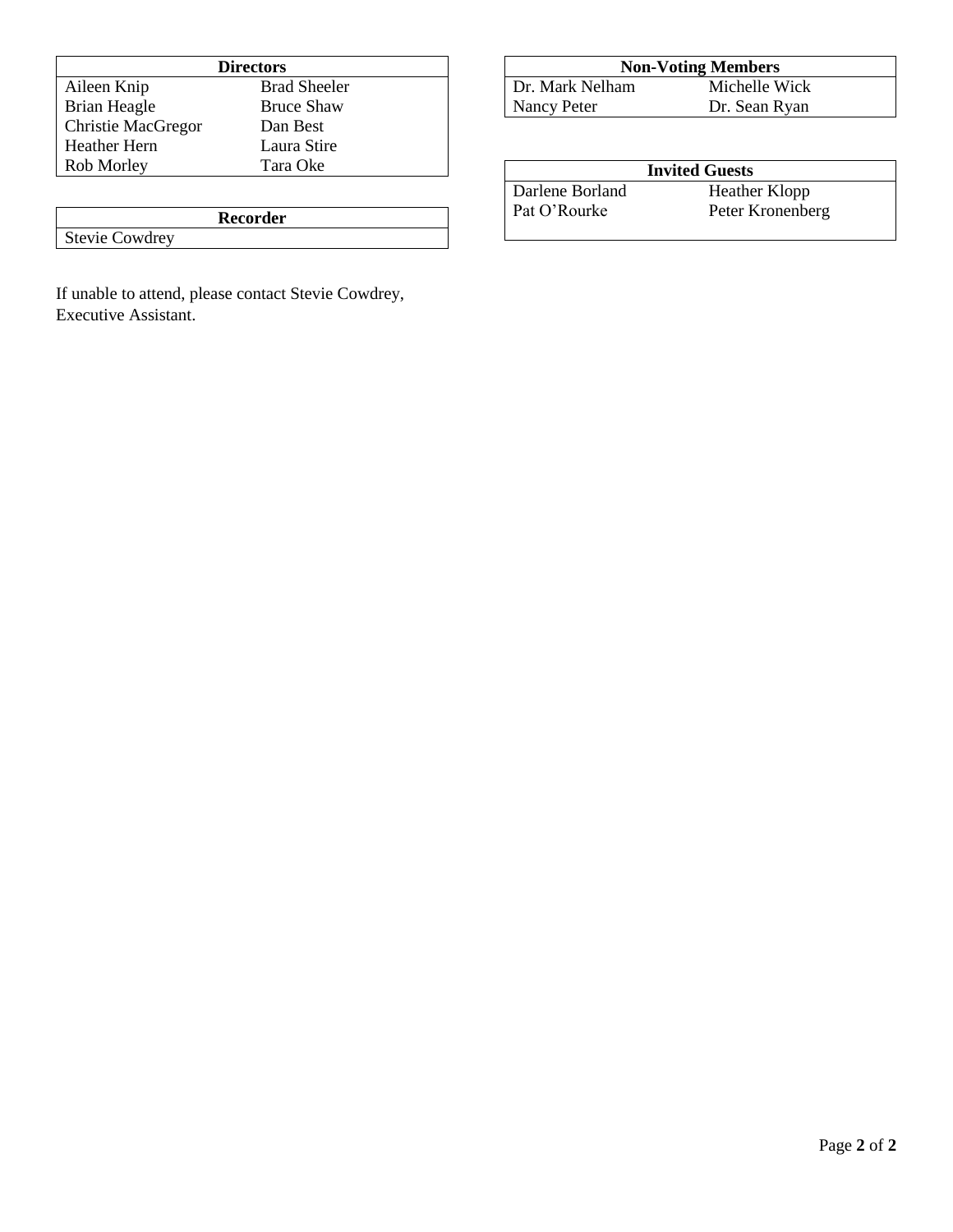| Directors | |
|---|---|
| Aileen Knip | Brad Sheeler |
| Brian Heagle | Bruce Shaw |
| Christie MacGregor | Dan Best |
| Heather Hern | Laura Stire |
| Rob Morley | Tara Oke |

| Recorder |
|---|
| Stevie Cowdrey |

| Non-Voting Members | |
|---|---|
| Dr. Mark Nelham | Michelle Wick |
| Nancy Peter | Dr. Sean Ryan |

| Invited Guests | |
|---|---|
| Darlene Borland | Heather Klopp |
| Pat O'Rourke | Peter Kronenberg |

If unable to attend, please contact Stevie Cowdrey, Executive Assistant.